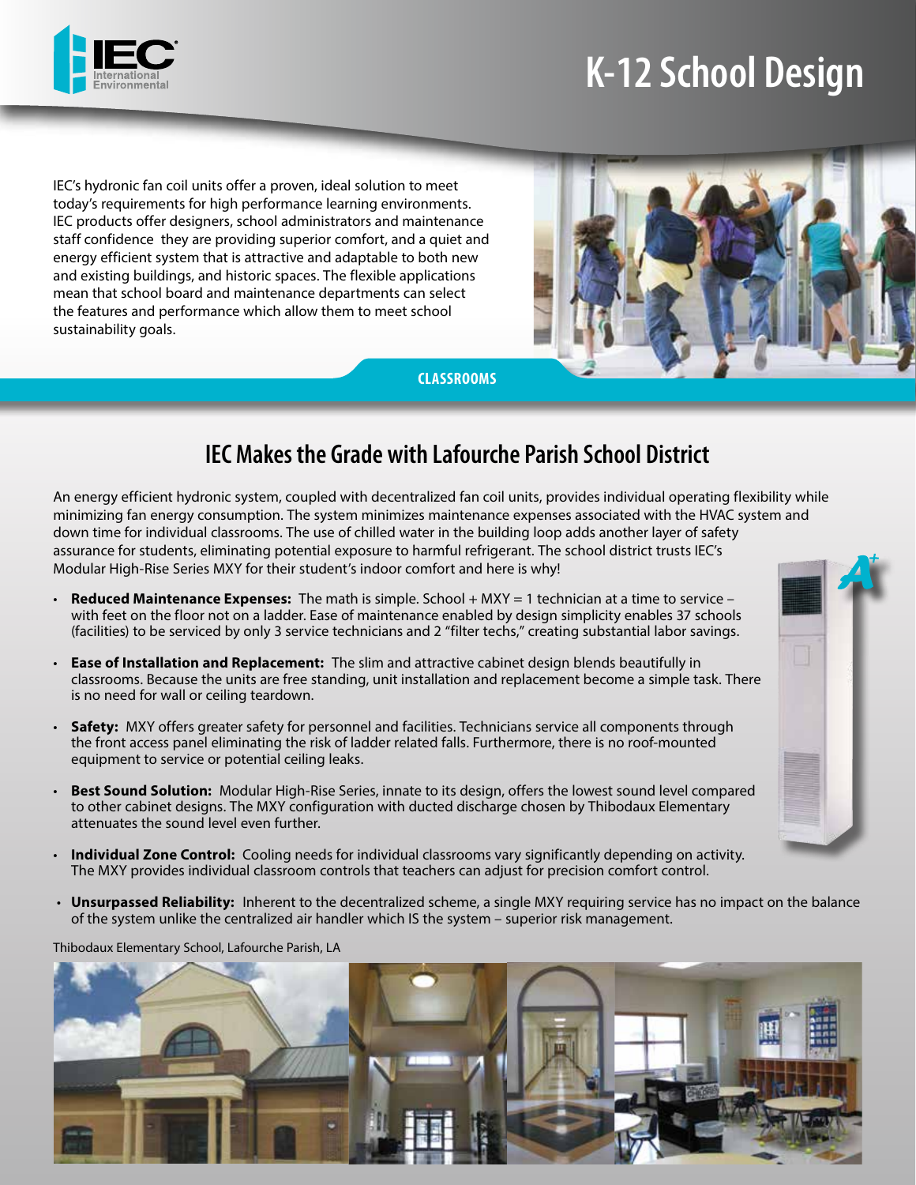# K-12 School Design

IEC's hydronic fan coil units offer a proven, ideal solution to meet today's requirements for high performance learning environments. IEC products offer designers, school administrators and maintenance staff confidence they are providing superior comfort, and a quiet and energy efficient system that is attractive and adaptable to both new and existing buildings, and historic spaces. The flexible applications mean that school board and maintenance departments can select the features and performance which allow them to meet school sustainability goals.

**CLASSROOMS**

## IEC Makes the Grade with Lafourche Parish School District

An energy efficient hydronic system, coupled with decentralized fan coil units, provides individual operating flexibility while minimizing fan energy consumption. The system minimizes maintenance expenses associated with the HVAC system and down time for individual classrooms. The use of chilled water in the building loop adds another layer of safety assurance for students, eliminating potential exposure to harmful refrigerant. The school district trusts IEC's Modular High-Rise Series MXY for their student's indoor comfort and here is why!

- **Reduced Maintenance Expenses:** The math is simple. School + MXY = 1 technician at a time to service – with feet on the floor not on a ladder. Ease of maintenance enabled by design simplicity enables 37 schools (facilities) to be serviced by only 3 service technicians and 2 "filter techs," creating substantial labor savings.
- **Ease of Installation and Replacement:** The slim and attractive cabinet design blends beautifully in classrooms. Because the units are free standing, unit installation and replacement become a simple task. There is no need for wall or ceiling teardown.
- **Safety:** MXY offers greater safety for personnel and facilities. Technicians service all components through the front access panel eliminating the risk of ladder related falls. Furthermore, there is no roof-mounted equipment to service or potential ceiling leaks.
- **Best Sound Solution:** Modular High-Rise Series, innate to its design, offers the lowest sound level compared to other cabinet designs. The MXY configuration with ducted discharge chosen by Thibodaux Elementary attenuates the sound level even further.
- **Individual Zone Control:** Cooling needs for individual classrooms vary significantly depending on activity. The MXY provides individual classroom controls that teachers can adjust for precision comfort control.
- **Unsurpassed Reliability:** Inherent to the decentralized scheme, a single MXY requiring service has no impact on the balance of the system unlike the centralized air handler which IS the system – superior risk management.

Thibodaux Elementary School, Lafourche Parish, LA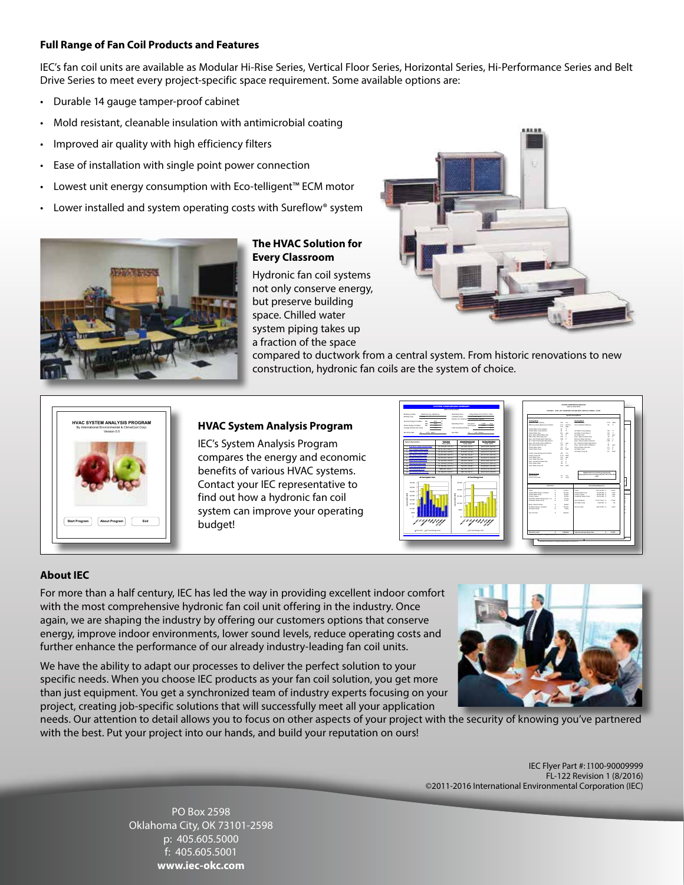### Full Range of Fan Coil Products and Features

IEC's fan coil units are available as Modular Hi-Rise Series, Vertical Floor Series, Horizontal Series, Hi-Performance Series and Belt Drive Series to meet every project-specific space requirement. Some available options are:

- Durable 14 gauge tamper-proof cabinet
- Mold resistant, cleanable insulation with antimicrobial coating
- Improved air quality with high efficiency filters
- Ease of installation with single point power connection
- Lowest unit energy consumption with Eco-telligent™ ECM motor
- Lower installed and system operating costs with Sureflow® system

### The HVAC Solution for Every Classroom

Hydronic fan coil systems not only conserve energy, but preserve building space. Chilled water system piping takes up a fraction of the space compared to ductwork from a central system. From historic renovations to new construction, hydronic fan coils are the system of choice.

### HVAC System Analysis Program

IEC's System Analysis Program compares the energy and economic benefits of various HVAC systems. Contact your IEC representative to find out how a hydronic fan coil system can improve your operating budget!

### About IEC

For more than a half century, IEC has led the way in providing excellent indoor comfort with the most comprehensive hydronic fan coil unit offering in the industry. Once again, we are shaping the industry by offering our customers options that conserve energy, improve indoor environments, lower sound levels, reduce operating costs and further enhance the performance of our already industry-leading fan coil units.

We have the ability to adapt our processes to deliver the perfect solution to your specific needs. When you choose IEC products as your fan coil solution, you get more than just equipment. You get a synchronized team of industry experts focusing on your project, creating job-specific solutions that will successfully meet all your application needs. Our attention to detail allows you to focus on other aspects of your project with the security of knowing you've partnered with the best. Put your project into our hands, and build your reputation on ours!

IEC Flyer Part #: I100-90009999
FL-122 Revision 1 (8/2016)
©2011-2016 International Environmental Corporation (IEC)

PO Box 2598
Oklahoma City, OK 73101-2598
p: 405.605.5000
f: 405.605.5001
**www.iec-okc.com**